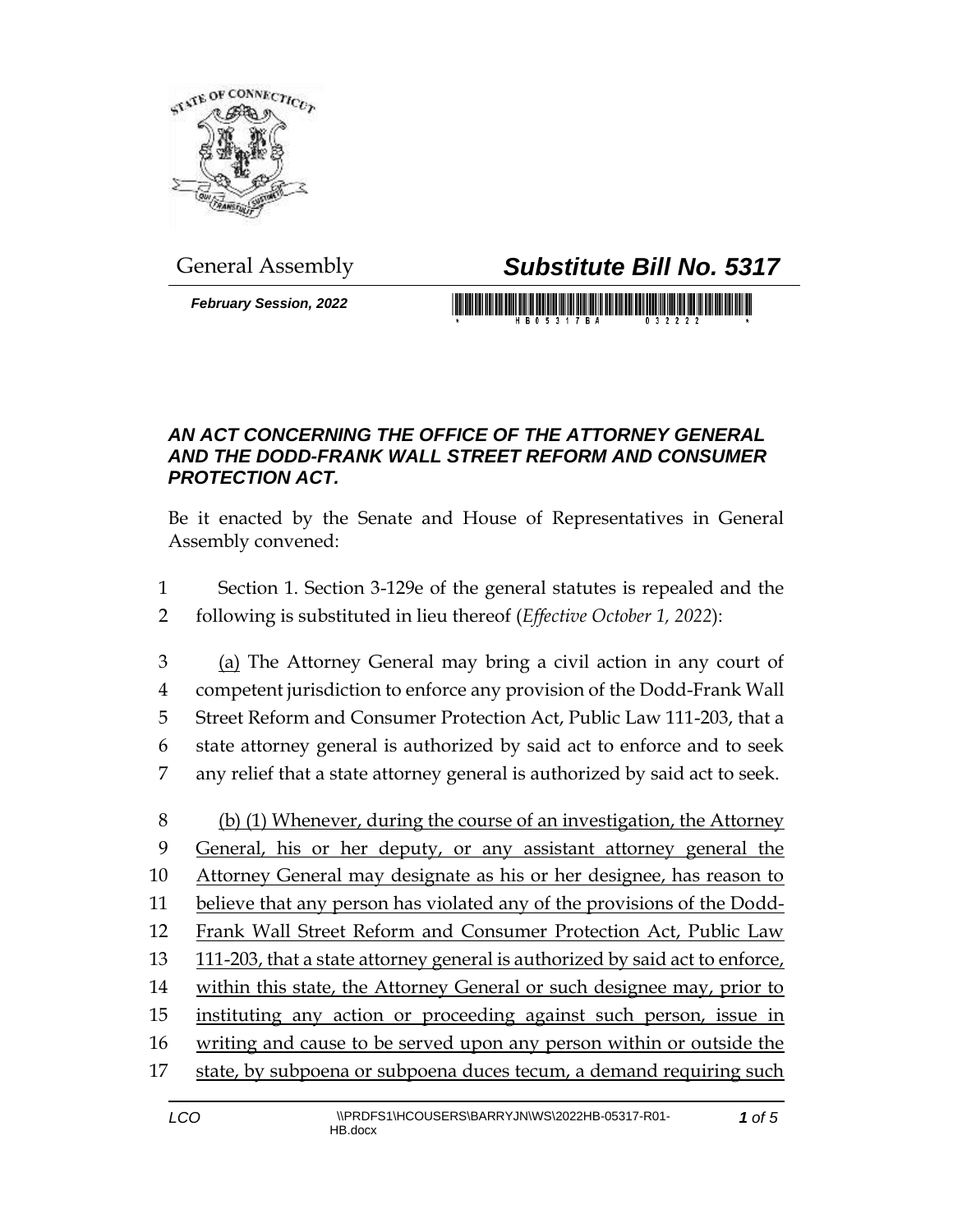General Assembly

# *Substitute Bill No. 5317*

***February Session, 2022***

## *AN ACT CONCERNING THE OFFICE OF THE ATTORNEY GENERAL AND THE DODD-FRANK WALL STREET REFORM AND CONSUMER PROTECTION ACT.*

Be it enacted by the Senate and House of Representatives in General Assembly convened:

1 Section 1. Section 3-129e of the general statutes is repealed and the
2 following is substituted in lieu thereof (*Effective October 1, 2022*):

3 <u>(a)</u> The Attorney General may bring a civil action in any court of
4 competent jurisdiction to enforce any provision of the Dodd-Frank Wall
5 Street Reform and Consumer Protection Act, Public Law 111-203, that a
6 state attorney general is authorized by said act to enforce and to seek
7 any relief that a state attorney general is authorized by said act to seek.

8 <u>(b) (1) Whenever, during the course of an investigation, the Attorney</u>
9 <u>General, his or her deputy, or any assistant attorney general the</u>
10 <u>Attorney General may designate as his or her designee, has reason to</u>
11 <u>believe that any person has violated any of the provisions of the Dodd-</u>
12 <u>Frank Wall Street Reform and Consumer Protection Act, Public Law</u>
13 <u>111-203, that a state attorney general is authorized by said act to enforce,</u>
14 <u>within this state, the Attorney General or such designee may, prior to</u>
15 <u>instituting any action or proceeding against such person, issue in</u>
16 <u>writing and cause to be served upon any person within or outside the</u>
17 <u>state, by subpoena or subpoena duces tecum, a demand requiring such</u>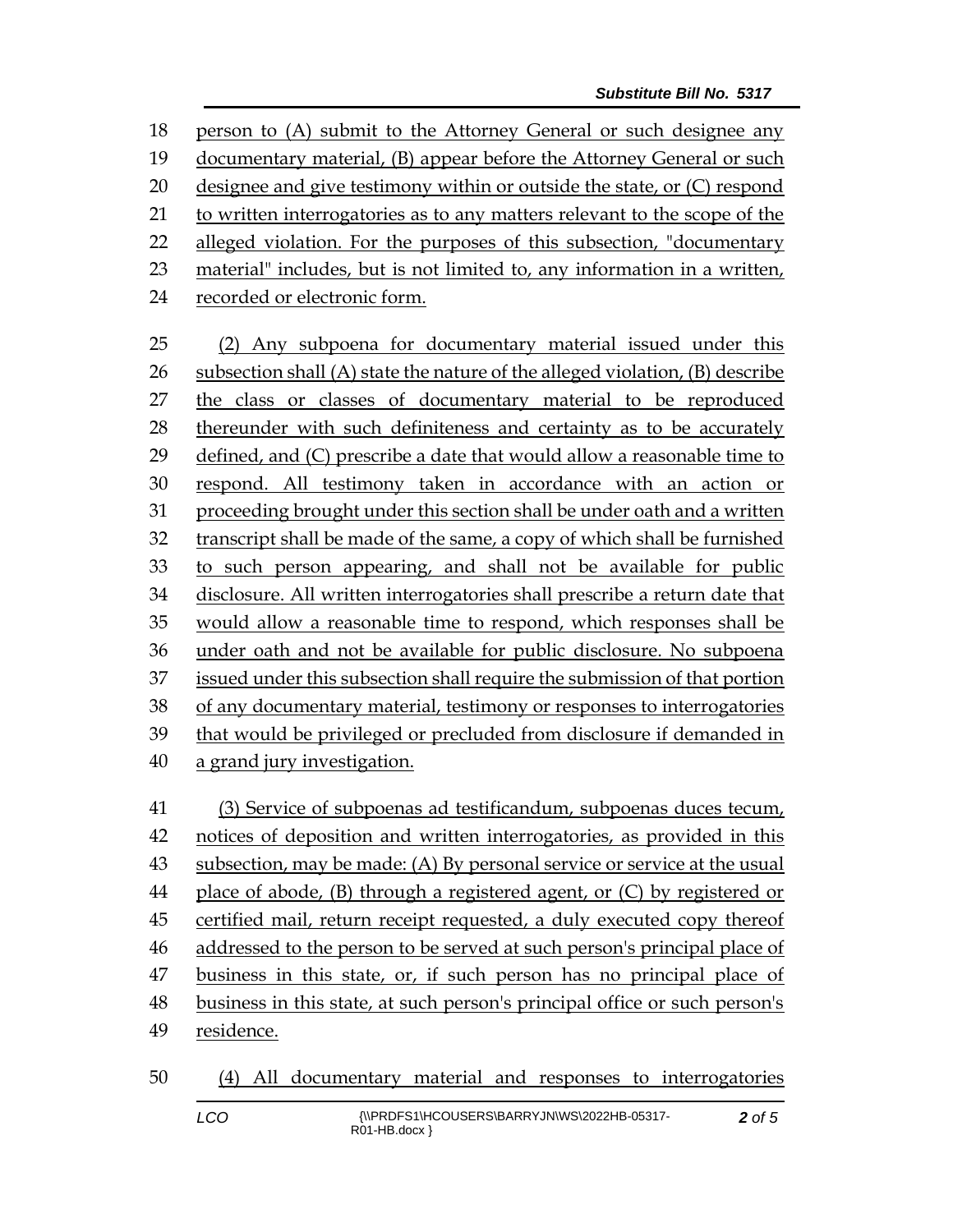person to (A) submit to the Attorney General or such designee any documentary material, (B) appear before the Attorney General or such designee and give testimony within or outside the state, or (C) respond to written interrogatories as to any matters relevant to the scope of the alleged violation. For the purposes of this subsection, "documentary material" includes, but is not limited to, any information in a written, recorded or electronic form.

(2) Any subpoena for documentary material issued under this subsection shall (A) state the nature of the alleged violation, (B) describe the class or classes of documentary material to be reproduced thereunder with such definiteness and certainty as to be accurately defined, and (C) prescribe a date that would allow a reasonable time to respond. All testimony taken in accordance with an action or proceeding brought under this section shall be under oath and a written transcript shall be made of the same, a copy of which shall be furnished to such person appearing, and shall not be available for public disclosure. All written interrogatories shall prescribe a return date that would allow a reasonable time to respond, which responses shall be under oath and not be available for public disclosure. No subpoena issued under this subsection shall require the submission of that portion of any documentary material, testimony or responses to interrogatories that would be privileged or precluded from disclosure if demanded in a grand jury investigation.

(3) Service of subpoenas ad testificandum, subpoenas duces tecum, notices of deposition and written interrogatories, as provided in this subsection, may be made: (A) By personal service or service at the usual place of abode, (B) through a registered agent, or (C) by registered or certified mail, return receipt requested, a duly executed copy thereof addressed to the person to be served at such person's principal place of business in this state, or, if such person has no principal place of business in this state, at such person's principal office or such person's residence.

(4) All documentary material and responses to interrogatories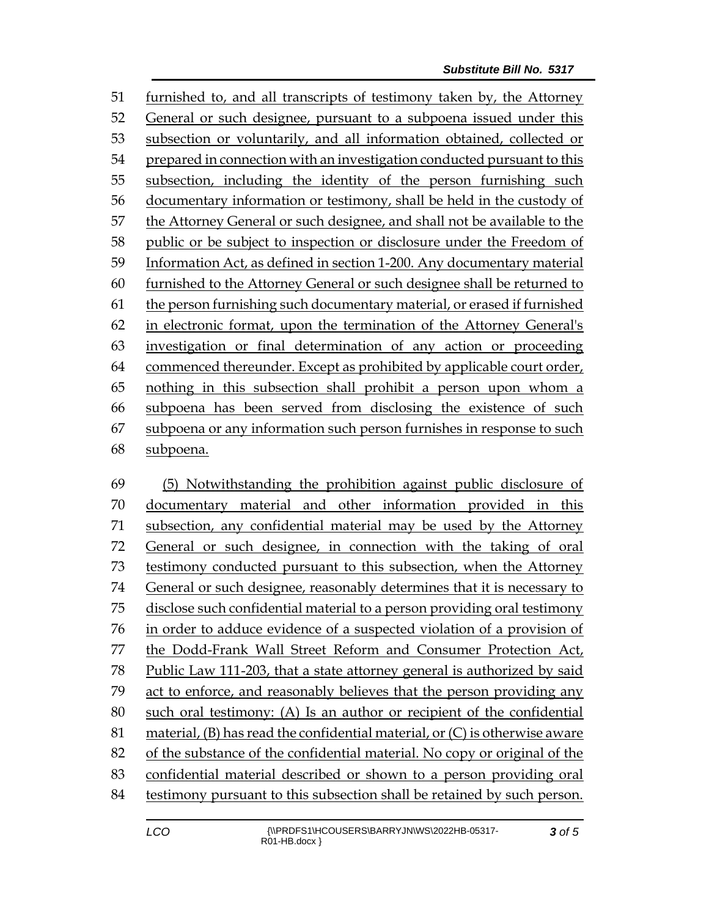furnished to, and all transcripts of testimony taken by, the Attorney General or such designee, pursuant to a subpoena issued under this subsection or voluntarily, and all information obtained, collected or prepared in connection with an investigation conducted pursuant to this subsection, including the identity of the person furnishing such documentary information or testimony, shall be held in the custody of the Attorney General or such designee, and shall not be available to the public or be subject to inspection or disclosure under the Freedom of Information Act, as defined in section 1-200. Any documentary material furnished to the Attorney General or such designee shall be returned to the person furnishing such documentary material, or erased if furnished in electronic format, upon the termination of the Attorney General's investigation or final determination of any action or proceeding commenced thereunder. Except as prohibited by applicable court order, nothing in this subsection shall prohibit a person upon whom a subpoena has been served from disclosing the existence of such subpoena or any information such person furnishes in response to such subpoena.

(5) Notwithstanding the prohibition against public disclosure of documentary material and other information provided in this subsection, any confidential material may be used by the Attorney General or such designee, in connection with the taking of oral testimony conducted pursuant to this subsection, when the Attorney General or such designee, reasonably determines that it is necessary to disclose such confidential material to a person providing oral testimony in order to adduce evidence of a suspected violation of a provision of the Dodd-Frank Wall Street Reform and Consumer Protection Act, Public Law 111-203, that a state attorney general is authorized by said act to enforce, and reasonably believes that the person providing any such oral testimony: (A) Is an author or recipient of the confidential material, (B) has read the confidential material, or (C) is otherwise aware of the substance of the confidential material. No copy or original of the confidential material described or shown to a person providing oral testimony pursuant to this subsection shall be retained by such person.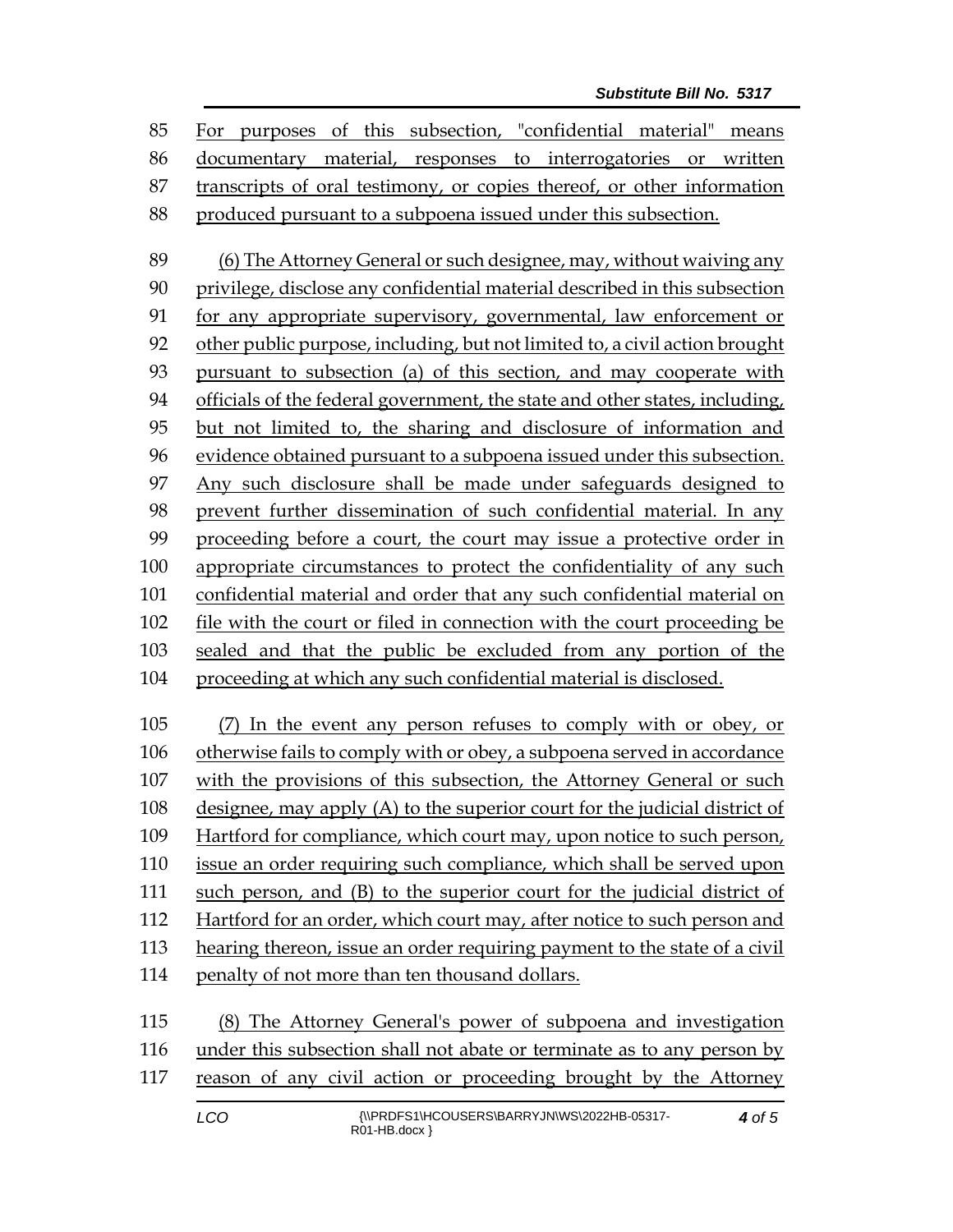For purposes of this subsection, "confidential material" means documentary material, responses to interrogatories or written transcripts of oral testimony, or copies thereof, or other information produced pursuant to a subpoena issued under this subsection.

(6) The Attorney General or such designee, may, without waiving any privilege, disclose any confidential material described in this subsection for any appropriate supervisory, governmental, law enforcement or other public purpose, including, but not limited to, a civil action brought pursuant to subsection (a) of this section, and may cooperate with officials of the federal government, the state and other states, including, but not limited to, the sharing and disclosure of information and evidence obtained pursuant to a subpoena issued under this subsection. Any such disclosure shall be made under safeguards designed to prevent further dissemination of such confidential material. In any proceeding before a court, the court may issue a protective order in appropriate circumstances to protect the confidentiality of any such confidential material and order that any such confidential material on file with the court or filed in connection with the court proceeding be sealed and that the public be excluded from any portion of the proceeding at which any such confidential material is disclosed.

(7) In the event any person refuses to comply with or obey, or otherwise fails to comply with or obey, a subpoena served in accordance with the provisions of this subsection, the Attorney General or such designee, may apply (A) to the superior court for the judicial district of Hartford for compliance, which court may, upon notice to such person, issue an order requiring such compliance, which shall be served upon such person, and (B) to the superior court for the judicial district of Hartford for an order, which court may, after notice to such person and hearing thereon, issue an order requiring payment to the state of a civil penalty of not more than ten thousand dollars.

(8) The Attorney General's power of subpoena and investigation under this subsection shall not abate or terminate as to any person by reason of any civil action or proceeding brought by the Attorney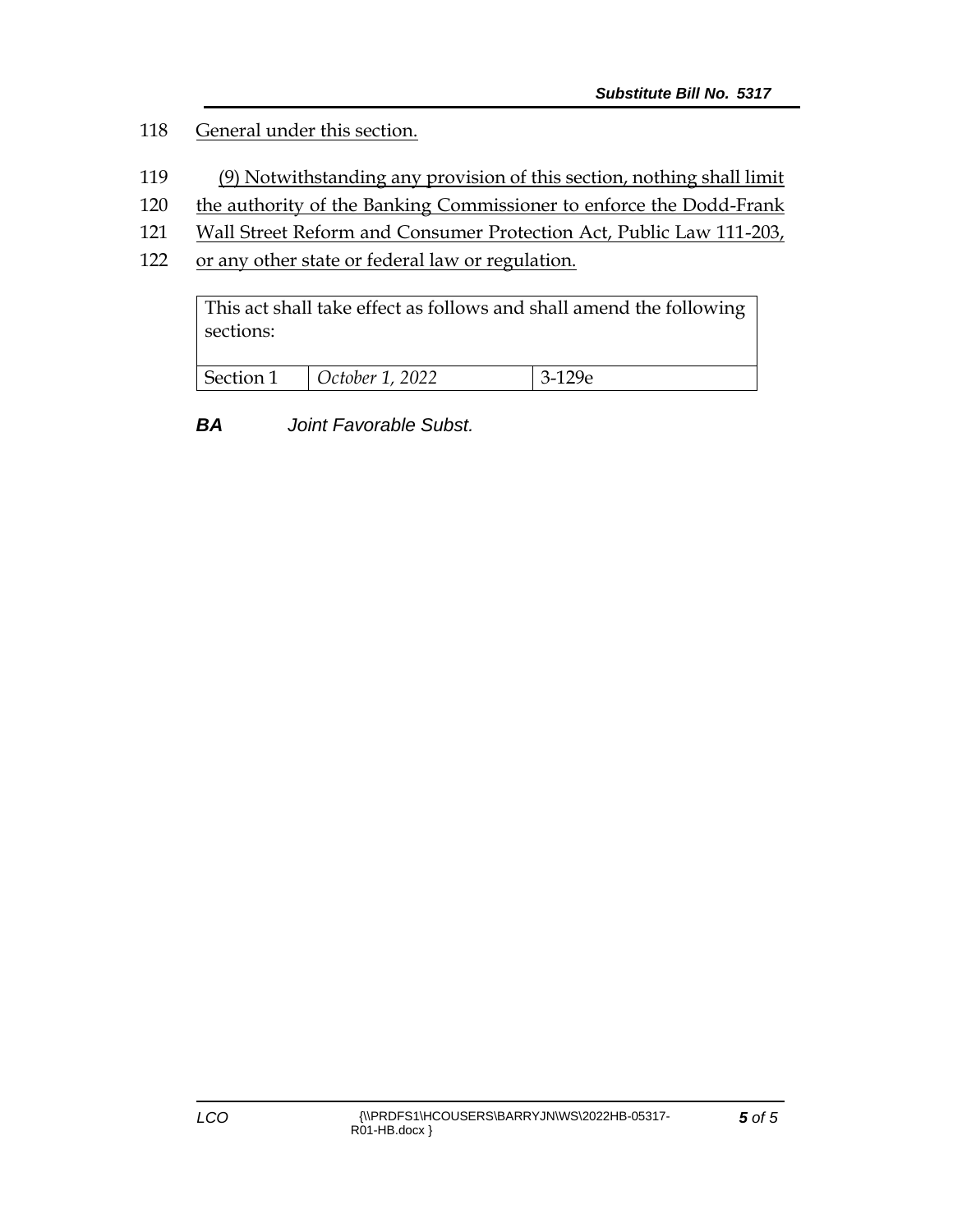118 General under this section.

119 (9) Notwithstanding any provision of this section, nothing shall limit
120 the authority of the Banking Commissioner to enforce the Dodd-Frank
121 Wall Street Reform and Consumer Protection Act, Public Law 111-203,
122 or any other state or federal law or regulation.

| This act shall take effect as follows and shall amend the following sections: | | |
|---|---|---|
| Section 1 | *October 1, 2022* | 3-129e |

***BA*** *Joint Favorable Subst.*